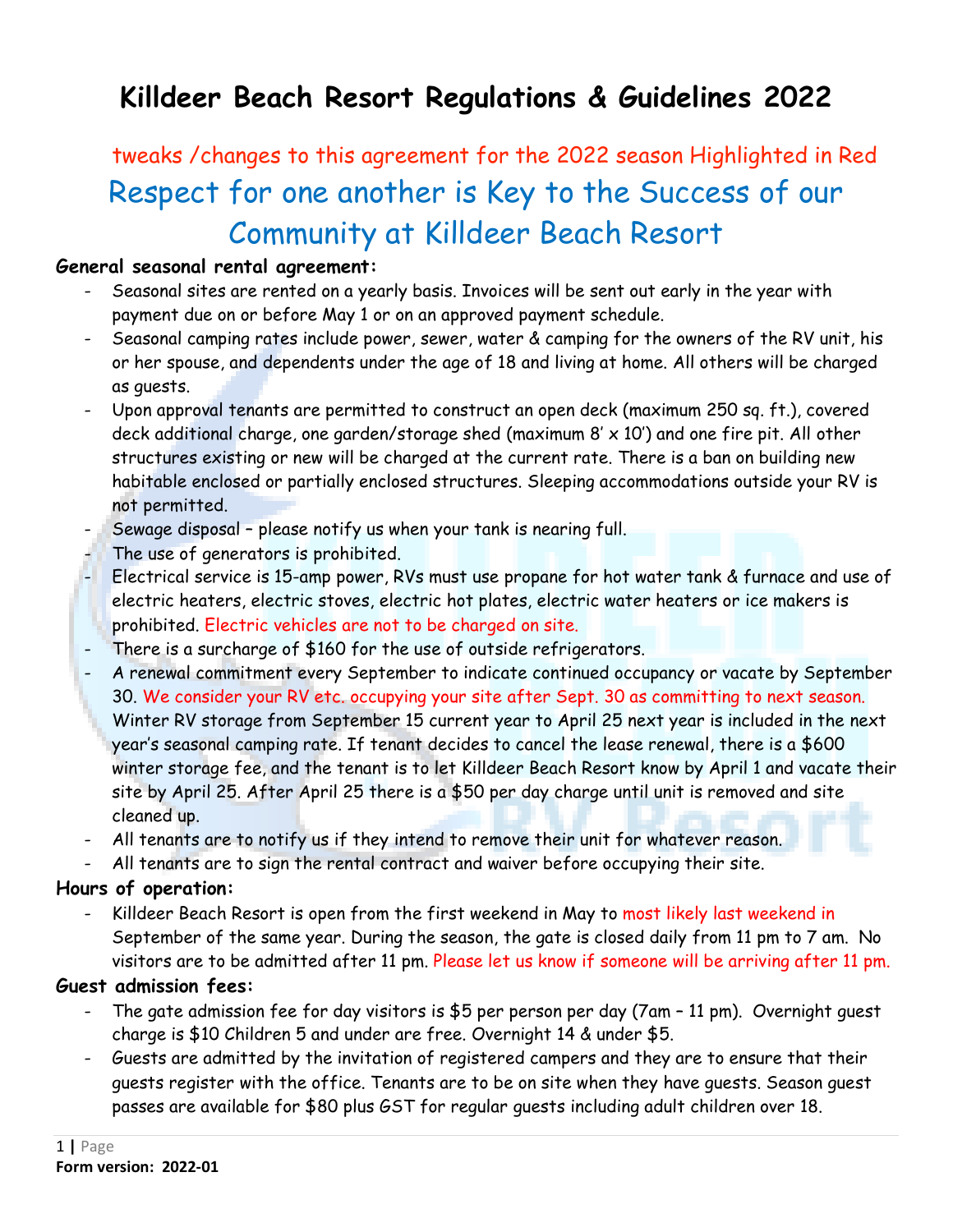# Killdeer Beach Resort Regulations & Guidelines 2022

tweaks /changes to this agreement for the 2022 season Highlighted in Red

## Respect for one another is Key to the Success of our Community at Killdeer Beach Resort

**General seasonal rental agreement:**

- Seasonal sites are rented on a yearly basis. Invoices will be sent out early in the year with payment due on or before May 1 or on an approved payment schedule.
- Seasonal camping rates include power, sewer, water & camping for the owners of the RV unit, his or her spouse, and dependents under the age of 18 and living at home. All others will be charged as guests.
- Upon approval tenants are permitted to construct an open deck (maximum 250 sq. ft.), covered deck additional charge, one garden/storage shed (maximum 8' x 10') and one fire pit. All other structures existing or new will be charged at the current rate. There is a ban on building new habitable enclosed or partially enclosed structures. Sleeping accommodations outside your RV is not permitted.
- Sewage disposal – please notify us when your tank is nearing full.
- The use of generators is prohibited.
- Electrical service is 15-amp power, RVs must use propane for hot water tank & furnace and use of electric heaters, electric stoves, electric hot plates, electric water heaters or ice makers is prohibited. Electric vehicles are not to be charged on site.
- There is a surcharge of $160 for the use of outside refrigerators.
- A renewal commitment every September to indicate continued occupancy or vacate by September 30. We consider your RV etc. occupying your site after Sept. 30 as committing to next season. Winter RV storage from September 15 current year to April 25 next year is included in the next year's seasonal camping rate. If tenant decides to cancel the lease renewal, there is a $600 winter storage fee, and the tenant is to let Killdeer Beach Resort know by April 1 and vacate their site by April 25. After April 25 there is a $50 per day charge until unit is removed and site cleaned up.
- All tenants are to notify us if they intend to remove their unit for whatever reason.
- All tenants are to sign the rental contract and waiver before occupying their site.

**Hours of operation:**

- Killdeer Beach Resort is open from the first weekend in May to most likely last weekend in September of the same year. During the season, the gate is closed daily from 11 pm to 7 am. No visitors are to be admitted after 11 pm. Please let us know if someone will be arriving after 11 pm.

**Guest admission fees:**

- The gate admission fee for day visitors is $5 per person per day (7am – 11 pm). Overnight guest charge is $10 Children 5 and under are free. Overnight 14 & under $5.
- Guests are admitted by the invitation of registered campers and they are to ensure that their guests register with the office. Tenants are to be on site when they have guests. Season guest passes are available for $80 plus GST for regular guests including adult children over 18.

Form version: 2022-01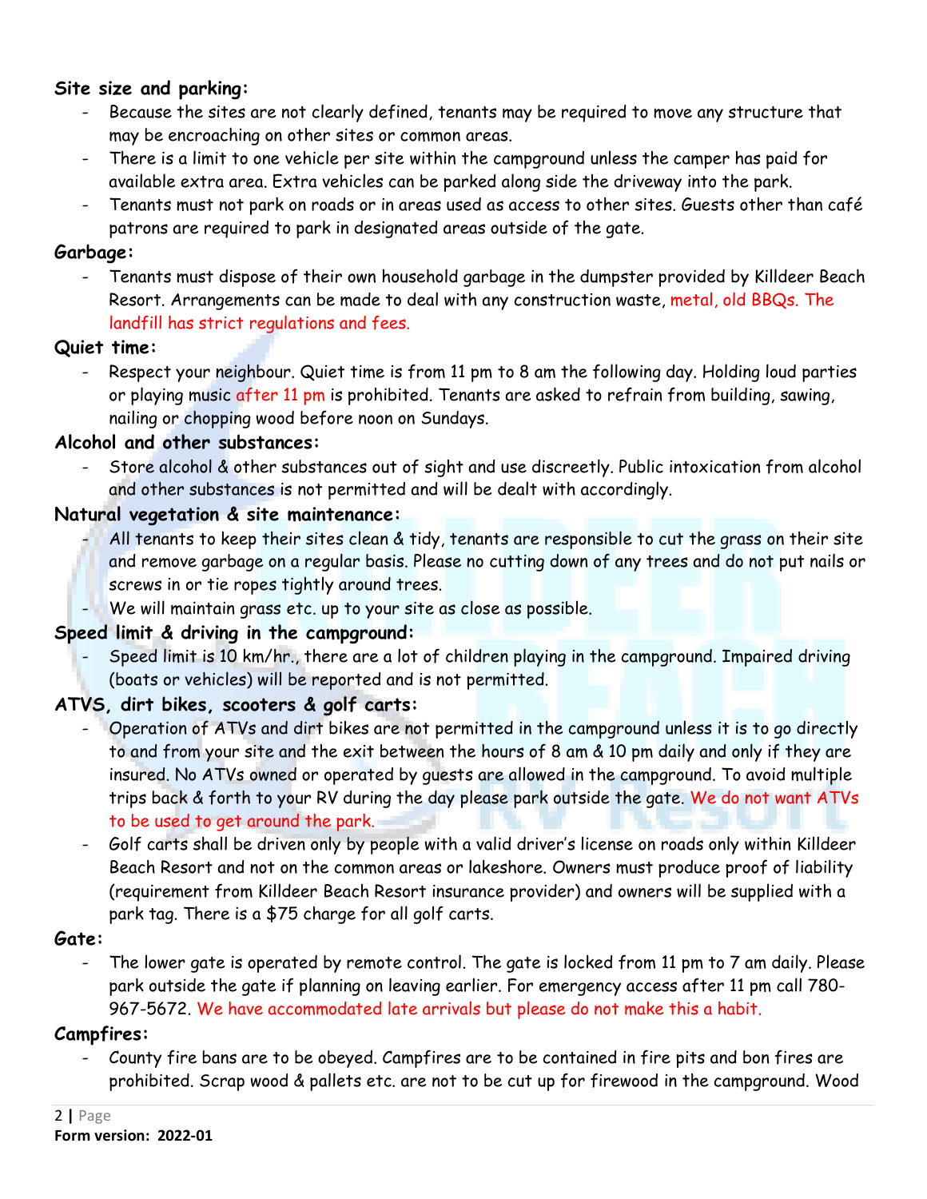**Site size and parking:**

- Because the sites are not clearly defined, tenants may be required to move any structure that may be encroaching on other sites or common areas.
- There is a limit to one vehicle per site within the campground unless the camper has paid for available extra area. Extra vehicles can be parked along side the driveway into the park.
- Tenants must not park on roads or in areas used as access to other sites. Guests other than café patrons are required to park in designated areas outside of the gate.

**Garbage:**

- Tenants must dispose of their own household garbage in the dumpster provided by Killdeer Beach Resort. Arrangements can be made to deal with any construction waste, metal, old BBQs. The landfill has strict regulations and fees.

**Quiet time:**

- Respect your neighbour. Quiet time is from 11 pm to 8 am the following day. Holding loud parties or playing music after 11 pm is prohibited. Tenants are asked to refrain from building, sawing, nailing or chopping wood before noon on Sundays.

**Alcohol and other substances:**

- Store alcohol & other substances out of sight and use discreetly. Public intoxication from alcohol and other substances is not permitted and will be dealt with accordingly.

**Natural vegetation & site maintenance:**

- All tenants to keep their sites clean & tidy, tenants are responsible to cut the grass on their site and remove garbage on a regular basis. Please no cutting down of any trees and do not put nails or screws in or tie ropes tightly around trees.
- We will maintain grass etc. up to your site as close as possible.

**Speed limit & driving in the campground:**

- Speed limit is 10 km/hr., there are a lot of children playing in the campground. Impaired driving (boats or vehicles) will be reported and is not permitted.

**ATVS, dirt bikes, scooters & golf carts:**

- Operation of ATVs and dirt bikes are not permitted in the campground unless it is to go directly to and from your site and the exit between the hours of 8 am & 10 pm daily and only if they are insured. No ATVs owned or operated by guests are allowed in the campground. To avoid multiple trips back & forth to your RV during the day please park outside the gate. We do not want ATVs to be used to get around the park.
- Golf carts shall be driven only by people with a valid driver's license on roads only within Killdeer Beach Resort and not on the common areas or lakeshore. Owners must produce proof of liability (requirement from Killdeer Beach Resort insurance provider) and owners will be supplied with a park tag. There is a $75 charge for all golf carts.

**Gate:**

- The lower gate is operated by remote control. The gate is locked from 11 pm to 7 am daily. Please park outside the gate if planning on leaving earlier. For emergency access after 11 pm call 780-967-5672. We have accommodated late arrivals but please do not make this a habit.

**Campfires:**

- County fire bans are to be obeyed. Campfires are to be contained in fire pits and bon fires are prohibited. Scrap wood & pallets etc. are not to be cut up for firewood in the campground. Wood

**Form version: 2022-01**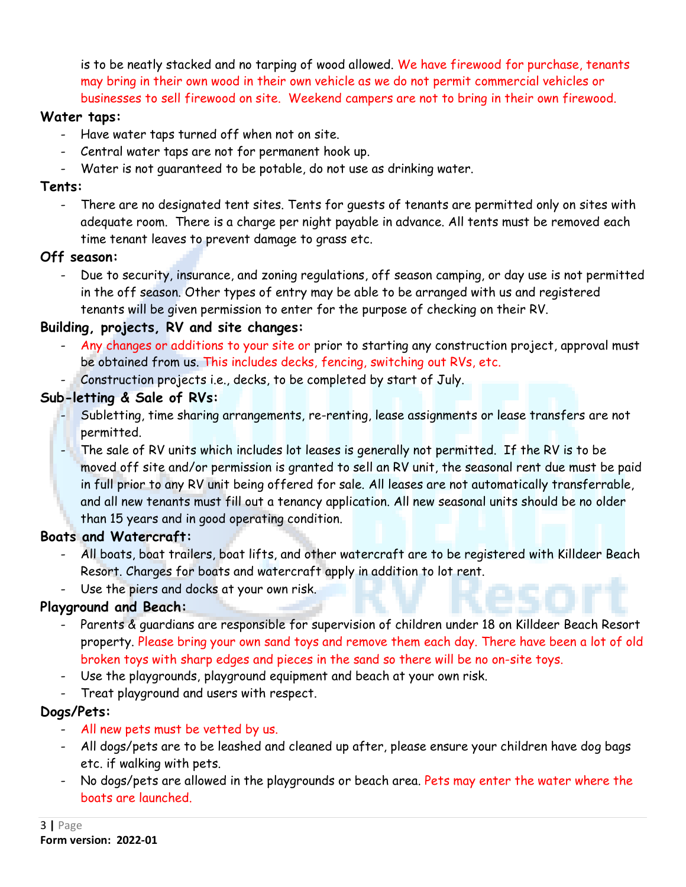is to be neatly stacked and no tarping of wood allowed. We have firewood for purchase, tenants may bring in their own wood in their own vehicle as we do not permit commercial vehicles or businesses to sell firewood on site. Weekend campers are not to bring in their own firewood.

**Water taps:**

- Have water taps turned off when not on site.
- Central water taps are not for permanent hook up.
- Water is not guaranteed to be potable, do not use as drinking water.

**Tents:**

- There are no designated tent sites. Tents for guests of tenants are permitted only on sites with adequate room. There is a charge per night payable in advance. All tents must be removed each time tenant leaves to prevent damage to grass etc.

**Off season:**

- Due to security, insurance, and zoning regulations, off season camping, or day use is not permitted in the off season. Other types of entry may be able to be arranged with us and registered tenants will be given permission to enter for the purpose of checking on their RV.

**Building, projects, RV and site changes:**

- Any changes or additions to your site or prior to starting any construction project, approval must be obtained from us. This includes decks, fencing, switching out RVs, etc.
- Construction projects i.e., decks, to be completed by start of July.

**Sub-letting & Sale of RVs:**

- Subletting, time sharing arrangements, re-renting, lease assignments or lease transfers are not permitted.
- The sale of RV units which includes lot leases is generally not permitted. If the RV is to be moved off site and/or permission is granted to sell an RV unit, the seasonal rent due must be paid in full prior to any RV unit being offered for sale. All leases are not automatically transferrable, and all new tenants must fill out a tenancy application. All new seasonal units should be no older than 15 years and in good operating condition.

**Boats and Watercraft:**

- All boats, boat trailers, boat lifts, and other watercraft are to be registered with Killdeer Beach Resort. Charges for boats and watercraft apply in addition to lot rent.
- Use the piers and docks at your own risk.

**Playground and Beach:**

- Parents & guardians are responsible for supervision of children under 18 on Killdeer Beach Resort property. Please bring your own sand toys and remove them each day. There have been a lot of old broken toys with sharp edges and pieces in the sand so there will be no on-site toys.
- Use the playgrounds, playground equipment and beach at your own risk.
- Treat playground and users with respect.

**Dogs/Pets:**

- All new pets must be vetted by us.
- All dogs/pets are to be leashed and cleaned up after, please ensure your children have dog bags etc. if walking with pets.
- No dogs/pets are allowed in the playgrounds or beach area. Pets may enter the water where the boats are launched.

**Form version: 2022-01**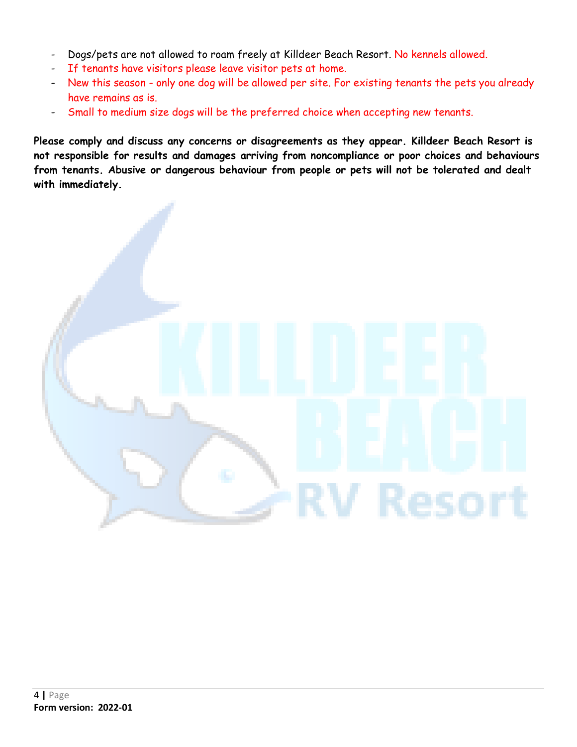- Dogs/pets are not allowed to roam freely at Killdeer Beach Resort. No kennels allowed.
- If tenants have visitors please leave visitor pets at home.
- New this season - only one dog will be allowed per site. For existing tenants the pets you already have remains as is.
- Small to medium size dogs will be the preferred choice when accepting new tenants.

**Please comply and discuss any concerns or disagreements as they appear. Killdeer Beach Resort is not responsible for results and damages arriving from noncompliance or poor choices and behaviours from tenants. Abusive or dangerous behaviour from people or pets will not be tolerated and dealt with immediately.**

**Form version: 2022-01**